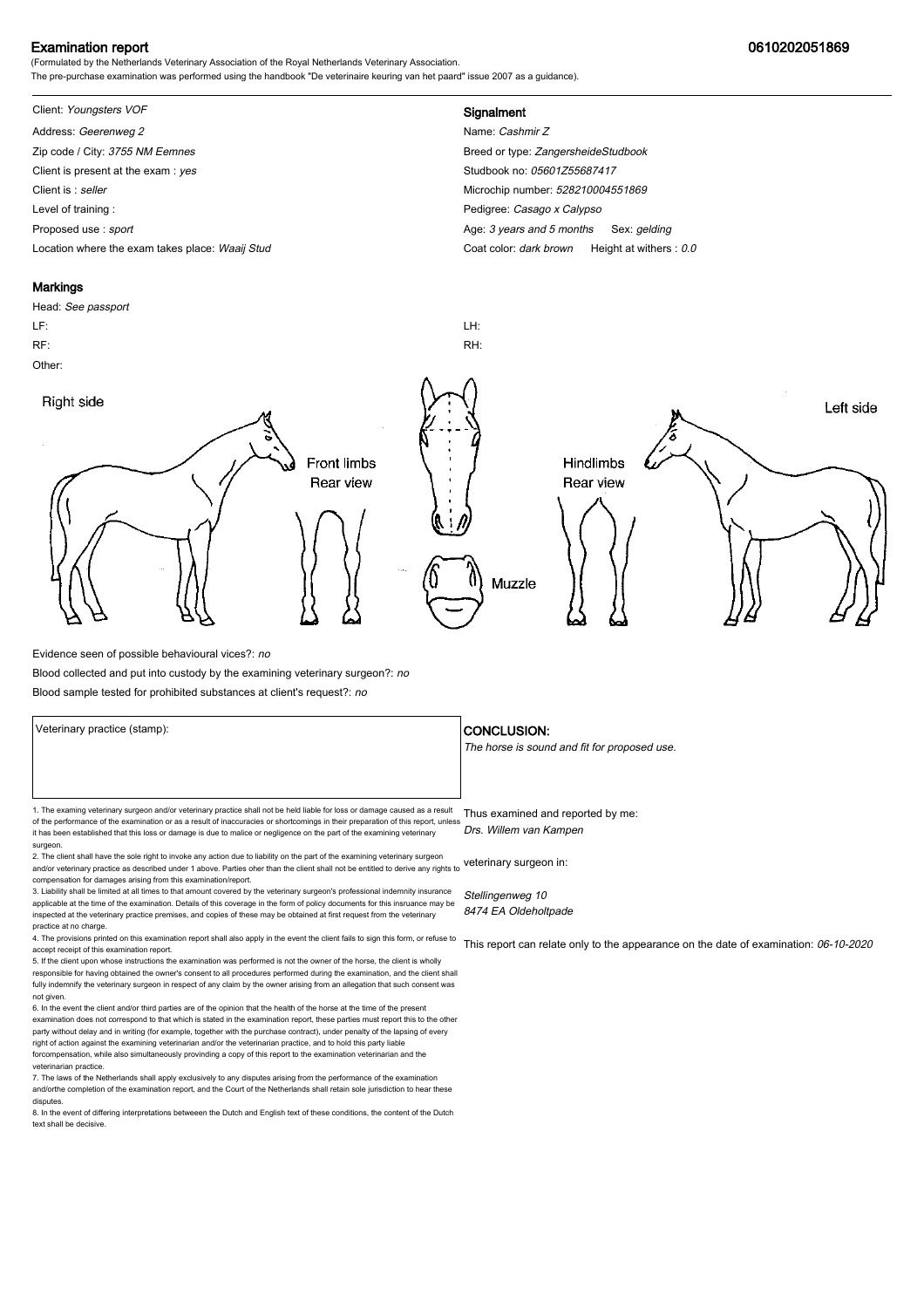# Examination report

**0610202051869**

(Formulated by the Netherlands Veterinary Association of the Royal Netherlands Veterinary Association.
The pre-purchase examination was performed using the handbook "De veterinaire keuring van het paard" issue 2007 as a guidance).

Client: *Youngsters VOF*
Address: *Geerenweg 2*
Zip code / City: *3755 NM Eemnes*
Client is present at the exam : *yes*
Client is : *seller*
Level of training :
Proposed use : *sport*
Location where the exam takes place: *Waaij Stud*

## Signalment

Name: *Cashmir Z*
Breed or type: *ZangersheideStudbook*
Studbook no: *05601Z55687417*
Microchip number: *528210004551869*
Pedigree: *Casago x Calypso*
Age: *3 years and 5 months* Sex: *gelding*
Coat color: *dark brown* Height at withers : *0.0*

## Markings

Head: *See passport*
LF:
RF:
Other:
LH:
RH:

Right side — Front limbs Rear view — Muzzle — Hindlimbs Rear view — Left side

Evidence seen of possible behavioural vices?: *no*
Blood collected and put into custody by the examining veterinary surgeon?: *no*
Blood sample tested for prohibited substances at client's request?: *no*

Veterinary practice (stamp):

## CONCLUSION:

*The horse is sound and fit for proposed use.*

Thus examined and reported by me:
*Drs. Willem van Kampen*

veterinary surgeon in:

*Stellingenweg 10*
*8474 EA Oldeholtpade*

This report can relate only to the appearance on the date of examination: *06-10-2020*

1. The examing veterinary surgeon and/or veterinary practice shall not be held liable for loss or damage caused as a result of the performance of the examination or as a result of inaccuracies or shortcomings in their preparation of this report, unless it has been established that this loss or damage is due to malice or negligence on the part of the examining veterinary surgeon.
2. The client shall have the sole right to invoke any action due to liability on the part of the examining veterinary surgeon and/or veterinary practice as described under 1 above. Parties oher than the client shall not be entitled to derive any rights to compensation for damages arising from this examination/report.
3. Liability shall be limited at all times to that amount covered by the veterinary surgeon's professional indemnity insurance applicable at the time of the examination. Details of this coverage in the form of policy documents for this insruance may be inspected at the veterinary practice premises, and copies of these may be obtained at first request from the veterinary practice at no charge.
4. The provisions printed on this examination report shall also apply in the event the client fails to sign this form, or refuse to accept receipt of this examination report.
5. If the client upon whose instructions the examination was performed is not the owner of the horse, the client is wholly responsible for having obtained the owner's consent to all procedures performed during the examination, and the client shall fully indemnify the veterinary surgeon in respect of any claim by the owner arising from an allegation that such consent was not given.
6. In the event the client and/or third parties are of the opinion that the health of the horse at the time of the present examination does not correspond to that which is stated in the examination report, these parties must report this to the other party without delay and in writing (for example, together with the purchase contract), under penalty of the lapsing of every right of action against the examining veterinarian and/or the veterinarian practice, and to hold this party liable forcompensation, while also simultaneously provinding a copy of this report to the examination veterinarian and the veterinarian practice.
7. The laws of the Netherlands shall apply exclusively to any disputes arising from the performance of the examination and/orthe completion of the examination report, and the Court of the Netherlands shall retain sole jurisdiction to hear these disputes.
8. In the event of differing interpretations betweeen the Dutch and English text of these conditions, the content of the Dutch text shall be decisive.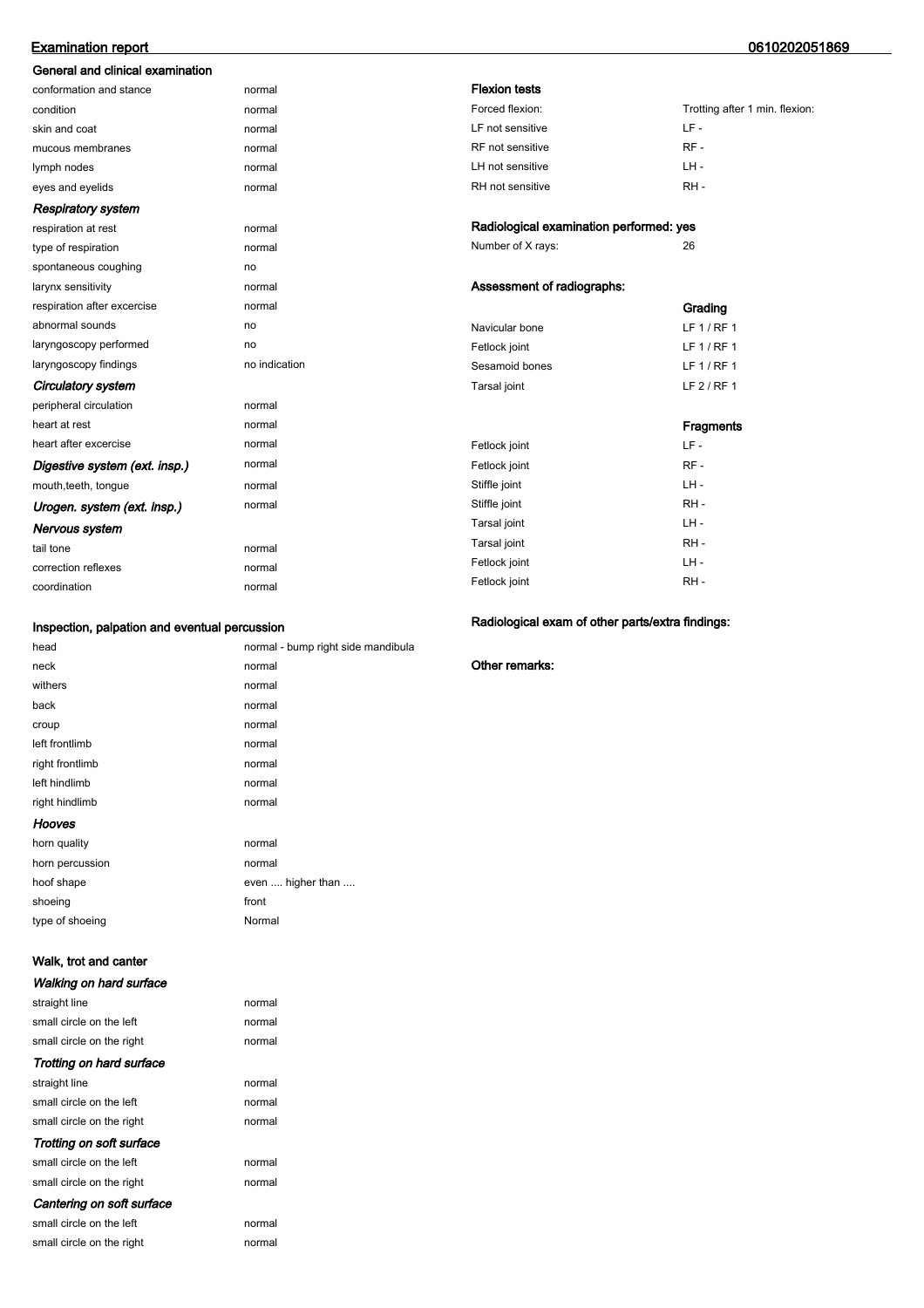## Examination report

0610202051869

### General and clinical examination

| | |
|---|---|
| conformation and stance | normal |
| condition | normal |
| skin and coat | normal |
| mucous membranes | normal |
| lymph nodes | normal |
| eyes and eyelids | normal |

*Respiratory system*

| | |
|---|---|
| respiration at rest | normal |
| type of respiration | normal |
| spontaneous coughing | no |
| larynx sensitivity | normal |
| respiration after excercise | normal |
| abnormal sounds | no |
| laryngoscopy performed | no |
| laryngoscopy findings | no indication |

*Circulatory system*

| | |
|---|---|
| peripheral circulation | normal |
| heart at rest | normal |
| heart after excercise | normal |

| | |
|---|---|
| *Digestive system (ext. insp.)* | normal |
| mouth,teeth, tongue | normal |
| *Urogen. system (ext. insp.)* | normal |

*Nervous system*

| | |
|---|---|
| tail tone | normal |
| correction reflexes | normal |
| coordination | normal |

### Inspection, palpation and eventual percussion

| | |
|---|---|
| head | normal - bump right side mandibula |
| neck | normal |
| withers | normal |
| back | normal |
| croup | normal |
| left frontlimb | normal |
| right frontlimb | normal |
| left hindlimb | normal |
| right hindlimb | normal |

*Hooves*

| | |
|---|---|
| horn quality | normal |
| horn percussion | normal |
| hoof shape | even .... higher than .... |
| shoeing | front |
| type of shoeing | Normal |

### Walk, trot and canter

*Walking on hard surface*

| | |
|---|---|
| straight line | normal |
| small circle on the left | normal |
| small circle on the right | normal |

*Trotting on hard surface*

| | |
|---|---|
| straight line | normal |
| small circle on the left | normal |
| small circle on the right | normal |

*Trotting on soft surface*

| | |
|---|---|
| small circle on the left | normal |
| small circle on the right | normal |

*Cantering on soft surface*

| | |
|---|---|
| small circle on the left | normal |
| small circle on the right | normal |

### Flexion tests

| Forced flexion: | Trotting after 1 min. flexion: |
|---|---|
| LF not sensitive | LF - |
| RF not sensitive | RF - |
| LH not sensitive | LH - |
| RH not sensitive | RH - |

### Radiological examination performed: yes

Number of X rays: 26

### Assessment of radiographs:

| | Grading |
|---|---|
| Navicular bone | LF 1 / RF 1 |
| Fetlock joint | LF 1 / RF 1 |
| Sesamoid bones | LF 1 / RF 1 |
| Tarsal joint | LF 2 / RF 1 |

| | Fragments |
|---|---|
| Fetlock joint | LF - |
| Fetlock joint | RF - |
| Stiffle joint | LH - |
| Stiffle joint | RH - |
| Tarsal joint | LH - |
| Tarsal joint | RH - |
| Fetlock joint | LH - |
| Fetlock joint | RH - |

### Radiological exam of other parts/extra findings:

### Other remarks: